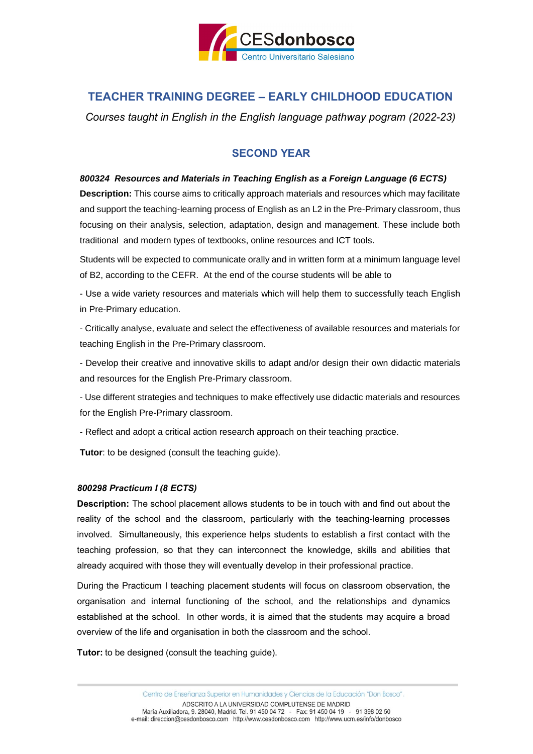# TEACHER TRAINING DEGREE – EARLY CHILDHOOD EDUCATION

*Courses taught in English in the English language pathway pogram (2022-23)*

## SECOND YEAR

***800324 Resources and Materials in Teaching English as a Foreign Language (6 ECTS)***

**Description:** This course aims to critically approach materials and resources which may facilitate and support the teaching-learning process of English as an L2 in the Pre-Primary classroom, thus focusing on their analysis, selection, adaptation, design and management. These include both traditional and modern types of textbooks, online resources and ICT tools.

Students will be expected to communicate orally and in written form at a minimum language level of B2, according to the CEFR. At the end of the course students will be able to

- Use a wide variety resources and materials which will help them to successfully teach English in Pre-Primary education.
- Critically analyse, evaluate and select the effectiveness of available resources and materials for teaching English in the Pre-Primary classroom.
- Develop their creative and innovative skills to adapt and/or design their own didactic materials and resources for the English Pre-Primary classroom.
- Use different strategies and techniques to make effectively use didactic materials and resources for the English Pre-Primary classroom.
- Reflect and adopt a critical action research approach on their teaching practice.

**Tutor**: to be designed (consult the teaching guide).

***800298 Practicum I (8 ECTS)***

**Description:** The school placement allows students to be in touch with and find out about the reality of the school and the classroom, particularly with the teaching-learning processes involved. Simultaneously, this experience helps students to establish a first contact with the teaching profession, so that they can interconnect the knowledge, skills and abilities that already acquired with those they will eventually develop in their professional practice.

During the Practicum I teaching placement students will focus on classroom observation, the organisation and internal functioning of the school, and the relationships and dynamics established at the school. In other words, it is aimed that the students may acquire a broad overview of the life and organisation in both the classroom and the school.

**Tutor:** to be designed (consult the teaching guide).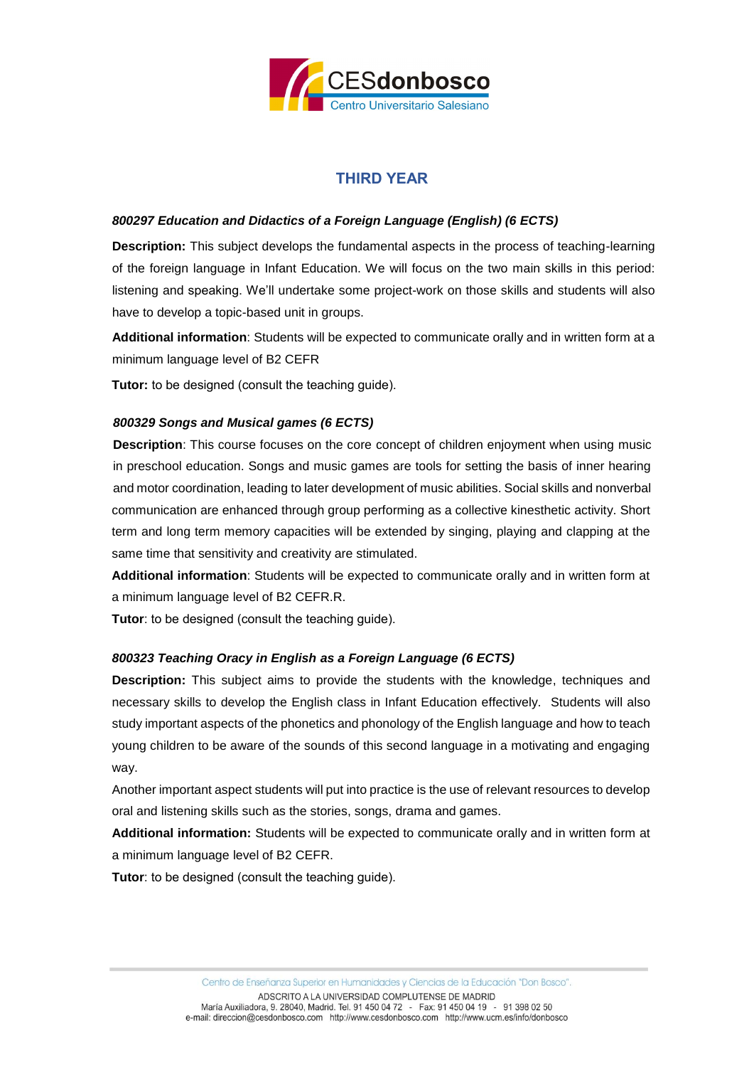## THIRD YEAR

### *800297 Education and Didactics of a Foreign Language (English) (6 ECTS)*

**Description:** This subject develops the fundamental aspects in the process of teaching-learning of the foreign language in Infant Education. We will focus on the two main skills in this period: listening and speaking. We'll undertake some project-work on those skills and students will also have to develop a topic-based unit in groups.

**Additional information**: Students will be expected to communicate orally and in written form at a minimum language level of B2 CEFR

**Tutor:** to be designed (consult the teaching guide).

### *800329 Songs and Musical games (6 ECTS)*

**Description**: This course focuses on the core concept of children enjoyment when using music in preschool education. Songs and music games are tools for setting the basis of inner hearing and motor coordination, leading to later development of music abilities. Social skills and nonverbal communication are enhanced through group performing as a collective kinesthetic activity. Short term and long term memory capacities will be extended by singing, playing and clapping at the same time that sensitivity and creativity are stimulated.

**Additional information**: Students will be expected to communicate orally and in written form at a minimum language level of B2 CEFR.R.

**Tutor**: to be designed (consult the teaching guide).

### *800323 Teaching Oracy in English as a Foreign Language (6 ECTS)*

**Description:** This subject aims to provide the students with the knowledge, techniques and necessary skills to develop the English class in Infant Education effectively. Students will also study important aspects of the phonetics and phonology of the English language and how to teach young children to be aware of the sounds of this second language in a motivating and engaging way.

Another important aspect students will put into practice is the use of relevant resources to develop oral and listening skills such as the stories, songs, drama and games.

**Additional information:** Students will be expected to communicate orally and in written form at a minimum language level of B2 CEFR.

**Tutor**: to be designed (consult the teaching guide).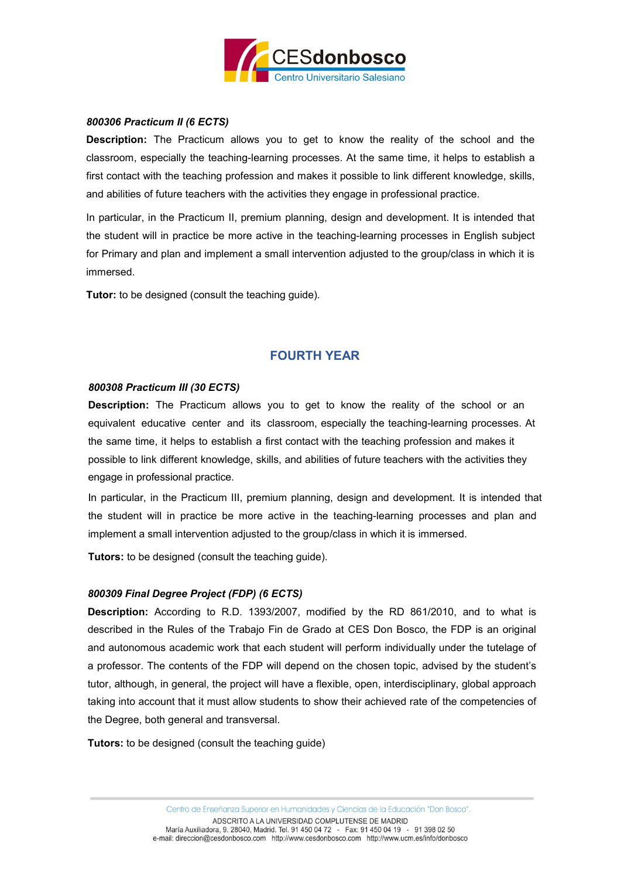*800306 Practicum II (6 ECTS)*

**Description:** The Practicum allows you to get to know the reality of the school and the classroom, especially the teaching-learning processes. At the same time, it helps to establish a first contact with the teaching profession and makes it possible to link different knowledge, skills, and abilities of future teachers with the activities they engage in professional practice.

In particular, in the Practicum II, premium planning, design and development. It is intended that the student will in practice be more active in the teaching-learning processes in English subject for Primary and plan and implement a small intervention adjusted to the group/class in which it is immersed.

**Tutor:** to be designed (consult the teaching guide).

## FOURTH YEAR

*800308 Practicum III (30 ECTS)*

**Description:** The Practicum allows you to get to know the reality of the school or an equivalent educative center and its classroom, especially the teaching-learning processes. At the same time, it helps to establish a first contact with the teaching profession and makes it possible to link different knowledge, skills, and abilities of future teachers with the activities they engage in professional practice.

In particular, in the Practicum III, premium planning, design and development. It is intended that the student will in practice be more active in the teaching-learning processes and plan and implement a small intervention adjusted to the group/class in which it is immersed.

**Tutors:** to be designed (consult the teaching guide).

*800309 Final Degree Project (FDP) (6 ECTS)*

**Description:** According to R.D. 1393/2007, modified by the RD 861/2010, and to what is described in the Rules of the Trabajo Fin de Grado at CES Don Bosco, the FDP is an original and autonomous academic work that each student will perform individually under the tutelage of a professor. The contents of the FDP will depend on the chosen topic, advised by the student's tutor, although, in general, the project will have a flexible, open, interdisciplinary, global approach taking into account that it must allow students to show their achieved rate of the competencies of the Degree, both general and transversal.

**Tutors:** to be designed (consult the teaching guide)